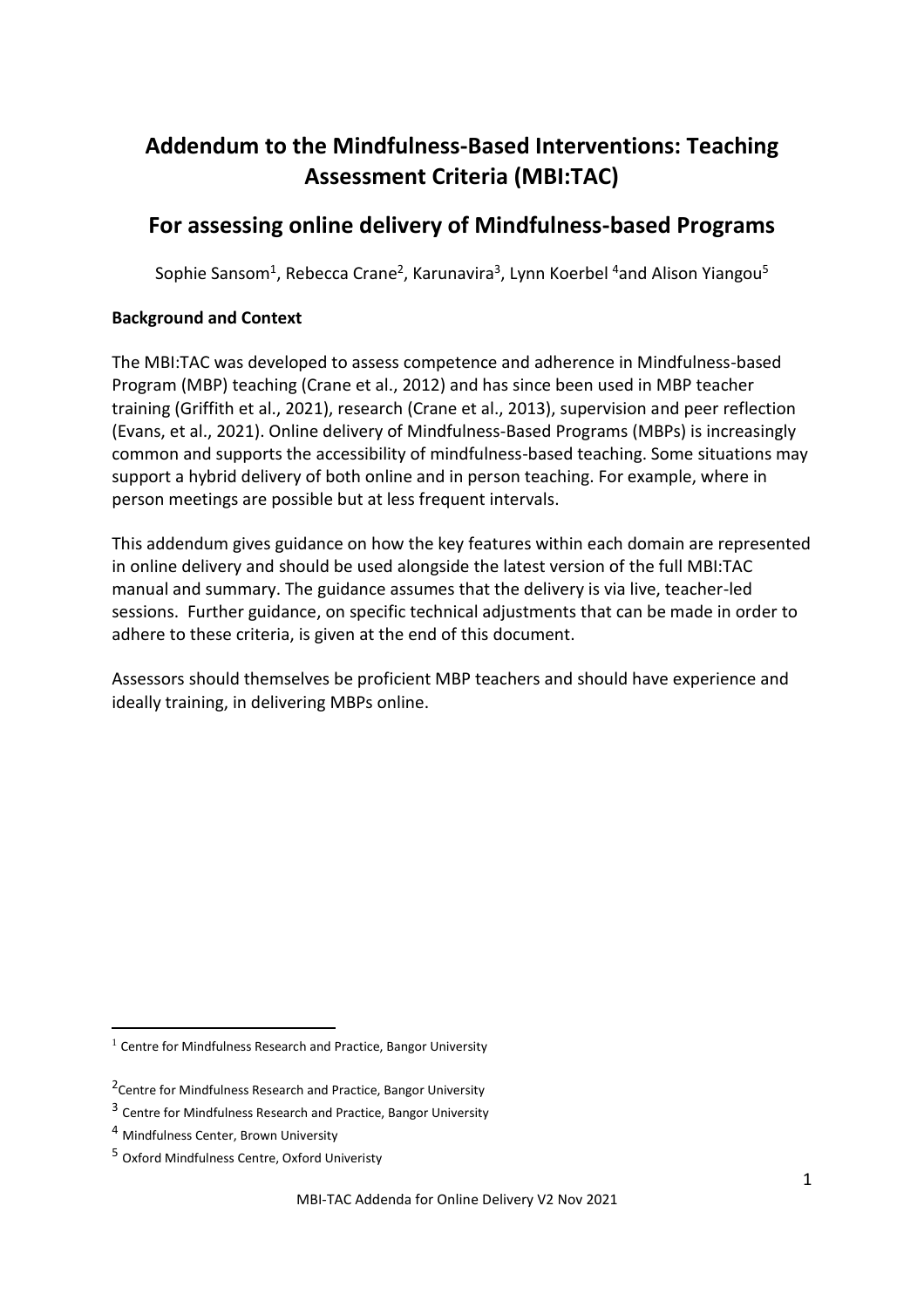# Addendum to the Mindfulness-Based Interventions: Teaching Assessment Criteria (MBI:TAC)

## For assessing online delivery of Mindfulness-based Programs

Sophie Sansom[1], Rebecca Crane[2], Karunavira[3], Lynn Koerbel [4] and Alison Yiangou[5]

**Background and Context**

The MBI:TAC was developed to assess competence and adherence in Mindfulness-based Program (MBP) teaching (Crane et al., 2012) and has since been used in MBP teacher training (Griffith et al., 2021), research (Crane et al., 2013), supervision and peer reflection (Evans, et al., 2021). Online delivery of Mindfulness-Based Programs (MBPs) is increasingly common and supports the accessibility of mindfulness-based teaching. Some situations may support a hybrid delivery of both online and in person teaching. For example, where in person meetings are possible but at less frequent intervals.

This addendum gives guidance on how the key features within each domain are represented in online delivery and should be used alongside the latest version of the full MBI:TAC manual and summary. The guidance assumes that the delivery is via live, teacher-led sessions. Further guidance, on specific technical adjustments that can be made in order to adhere to these criteria, is given at the end of this document.

Assessors should themselves be proficient MBP teachers and should have experience and ideally training, in delivering MBPs online.

---

[1] Centre for Mindfulness Research and Practice, Bangor University

[2] Centre for Mindfulness Research and Practice, Bangor University

[3] Centre for Mindfulness Research and Practice, Bangor University

[4] Mindfulness Center, Brown University

[5] Oxford Mindfulness Centre, Oxford Univeristy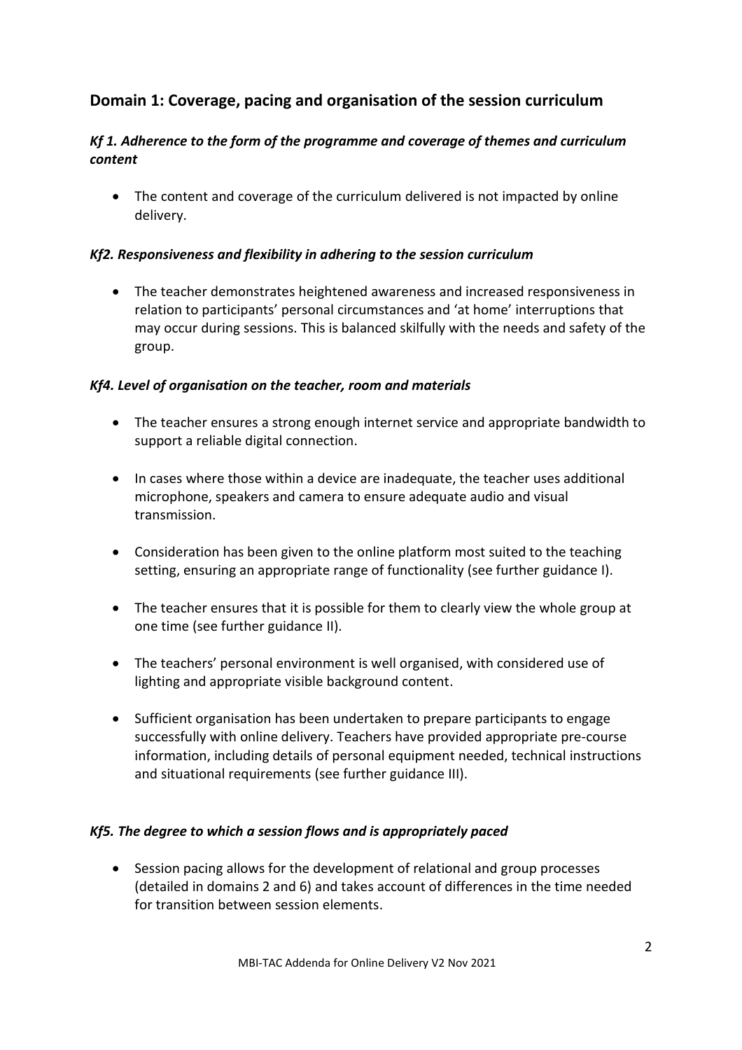## Domain 1: Coverage, pacing and organisation of the session curriculum

### *Kf 1. Adherence to the form of the programme and coverage of themes and curriculum content*

- The content and coverage of the curriculum delivered is not impacted by online delivery.

### *Kf2. Responsiveness and flexibility in adhering to the session curriculum*

- The teacher demonstrates heightened awareness and increased responsiveness in relation to participants' personal circumstances and 'at home' interruptions that may occur during sessions. This is balanced skilfully with the needs and safety of the group.

### *Kf4. Level of organisation on the teacher, room and materials*

- The teacher ensures a strong enough internet service and appropriate bandwidth to support a reliable digital connection.

- In cases where those within a device are inadequate, the teacher uses additional microphone, speakers and camera to ensure adequate audio and visual transmission.

- Consideration has been given to the online platform most suited to the teaching setting, ensuring an appropriate range of functionality (see further guidance I).

- The teacher ensures that it is possible for them to clearly view the whole group at one time (see further guidance II).

- The teachers' personal environment is well organised, with considered use of lighting and appropriate visible background content.

- Sufficient organisation has been undertaken to prepare participants to engage successfully with online delivery. Teachers have provided appropriate pre-course information, including details of personal equipment needed, technical instructions and situational requirements (see further guidance III).

### *Kf5. The degree to which a session flows and is appropriately paced*

- Session pacing allows for the development of relational and group processes (detailed in domains 2 and 6) and takes account of differences in the time needed for transition between session elements.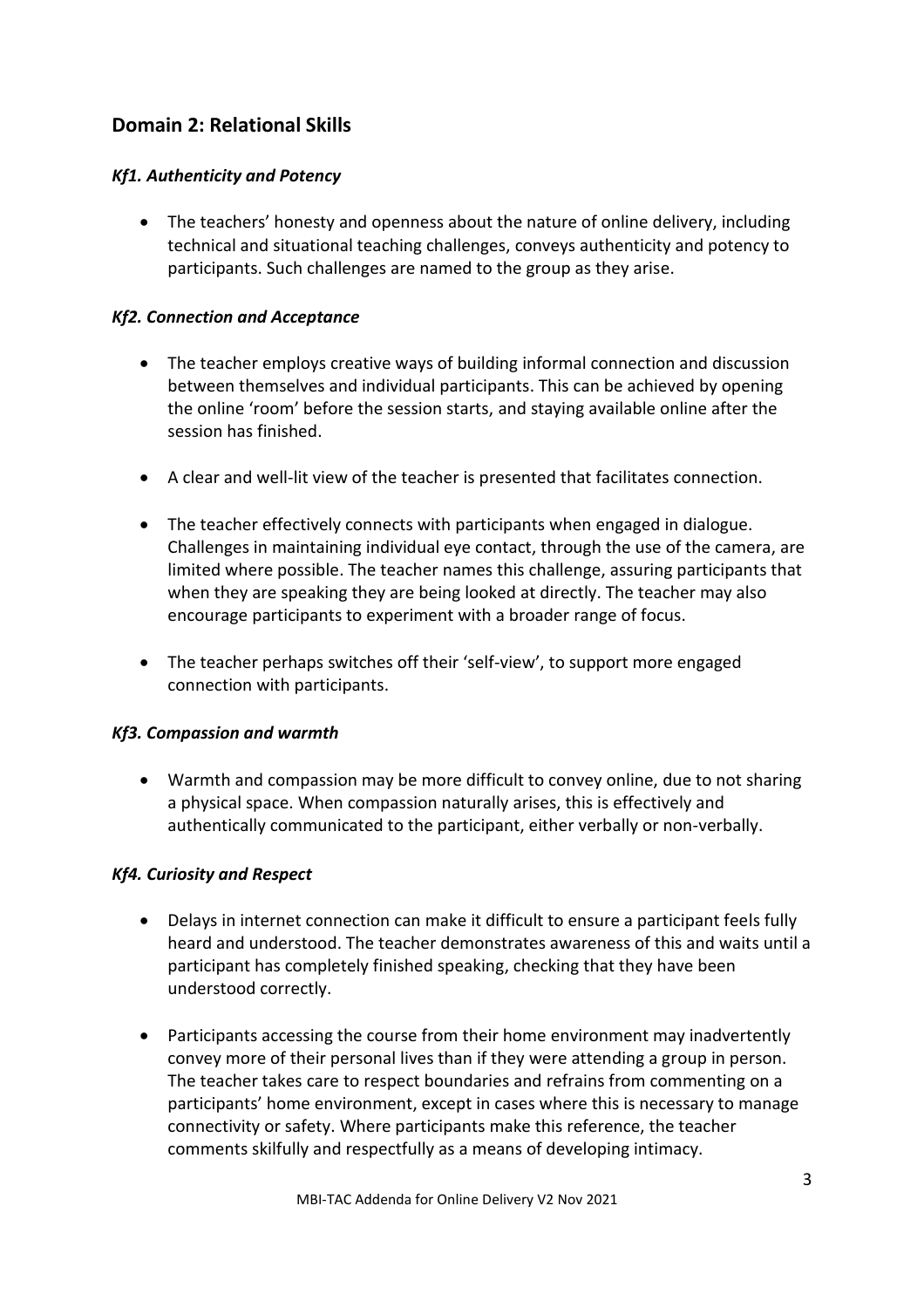## Domain 2: Relational Skills

### *Kf1. Authenticity and Potency*

- The teachers' honesty and openness about the nature of online delivery, including technical and situational teaching challenges, conveys authenticity and potency to participants. Such challenges are named to the group as they arise.

### *Kf2. Connection and Acceptance*

- The teacher employs creative ways of building informal connection and discussion between themselves and individual participants. This can be achieved by opening the online 'room' before the session starts, and staying available online after the session has finished.

- A clear and well-lit view of the teacher is presented that facilitates connection.

- The teacher effectively connects with participants when engaged in dialogue. Challenges in maintaining individual eye contact, through the use of the camera, are limited where possible. The teacher names this challenge, assuring participants that when they are speaking they are being looked at directly. The teacher may also encourage participants to experiment with a broader range of focus.

- The teacher perhaps switches off their 'self-view', to support more engaged connection with participants.

### *Kf3. Compassion and warmth*

- Warmth and compassion may be more difficult to convey online, due to not sharing a physical space. When compassion naturally arises, this is effectively and authentically communicated to the participant, either verbally or non-verbally.

### *Kf4. Curiosity and Respect*

- Delays in internet connection can make it difficult to ensure a participant feels fully heard and understood. The teacher demonstrates awareness of this and waits until a participant has completely finished speaking, checking that they have been understood correctly.

- Participants accessing the course from their home environment may inadvertently convey more of their personal lives than if they were attending a group in person. The teacher takes care to respect boundaries and refrains from commenting on a participants' home environment, except in cases where this is necessary to manage connectivity or safety. Where participants make this reference, the teacher comments skilfully and respectfully as a means of developing intimacy.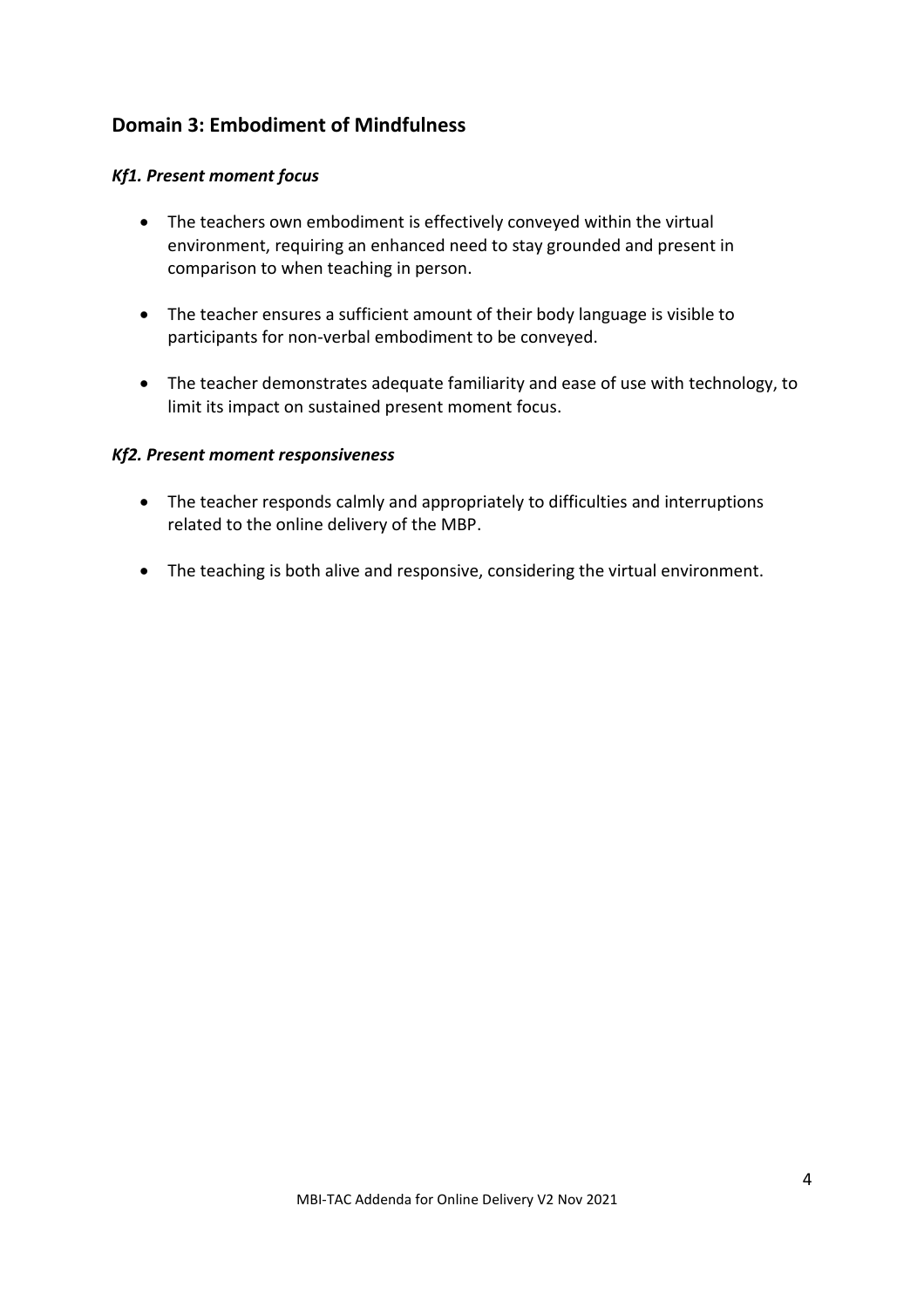## Domain 3: Embodiment of Mindfulness

### *Kf1. Present moment focus*

- The teachers own embodiment is effectively conveyed within the virtual environment, requiring an enhanced need to stay grounded and present in comparison to when teaching in person.

- The teacher ensures a sufficient amount of their body language is visible to participants for non-verbal embodiment to be conveyed.

- The teacher demonstrates adequate familiarity and ease of use with technology, to limit its impact on sustained present moment focus.

### *Kf2. Present moment responsiveness*

- The teacher responds calmly and appropriately to difficulties and interruptions related to the online delivery of the MBP.

- The teaching is both alive and responsive, considering the virtual environment.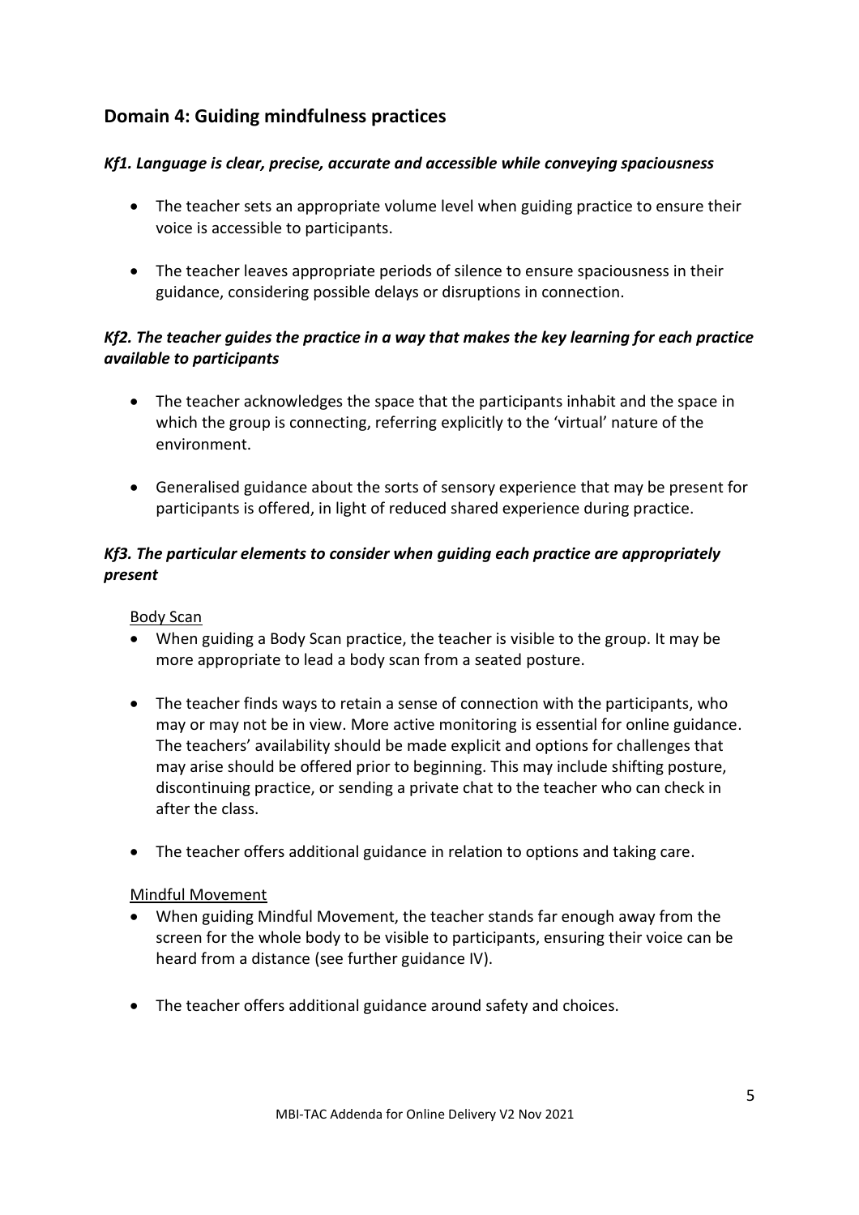## Domain 4: Guiding mindfulness practices

### *Kf1. Language is clear, precise, accurate and accessible while conveying spaciousness*

- The teacher sets an appropriate volume level when guiding practice to ensure their voice is accessible to participants.
- The teacher leaves appropriate periods of silence to ensure spaciousness in their guidance, considering possible delays or disruptions in connection.

### *Kf2. The teacher guides the practice in a way that makes the key learning for each practice available to participants*

- The teacher acknowledges the space that the participants inhabit and the space in which the group is connecting, referring explicitly to the 'virtual' nature of the environment.
- Generalised guidance about the sorts of sensory experience that may be present for participants is offered, in light of reduced shared experience during practice.

### *Kf3. The particular elements to consider when guiding each practice are appropriately present*

<u>Body Scan</u>

- When guiding a Body Scan practice, the teacher is visible to the group. It may be more appropriate to lead a body scan from a seated posture.
- The teacher finds ways to retain a sense of connection with the participants, who may or may not be in view. More active monitoring is essential for online guidance. The teachers' availability should be made explicit and options for challenges that may arise should be offered prior to beginning. This may include shifting posture, discontinuing practice, or sending a private chat to the teacher who can check in after the class.
- The teacher offers additional guidance in relation to options and taking care.

<u>Mindful Movement</u>

- When guiding Mindful Movement, the teacher stands far enough away from the screen for the whole body to be visible to participants, ensuring their voice can be heard from a distance (see further guidance IV).
- The teacher offers additional guidance around safety and choices.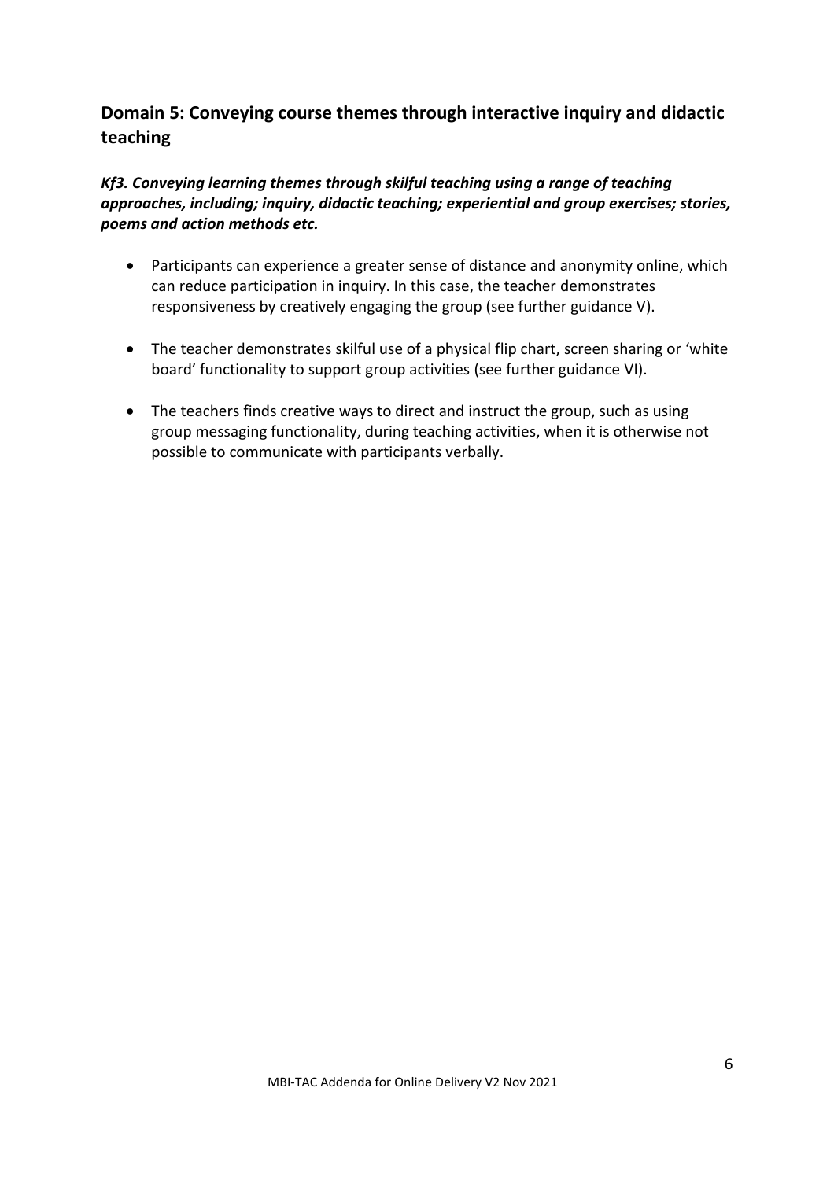## Domain 5: Conveying course themes through interactive inquiry and didactic teaching

***Kf3. Conveying learning themes through skilful teaching using a range of teaching approaches, including; inquiry, didactic teaching; experiential and group exercises; stories, poems and action methods etc.***

- Participants can experience a greater sense of distance and anonymity online, which can reduce participation in inquiry. In this case, the teacher demonstrates responsiveness by creatively engaging the group (see further guidance V).
- The teacher demonstrates skilful use of a physical flip chart, screen sharing or 'white board' functionality to support group activities (see further guidance VI).
- The teachers finds creative ways to direct and instruct the group, such as using group messaging functionality, during teaching activities, when it is otherwise not possible to communicate with participants verbally.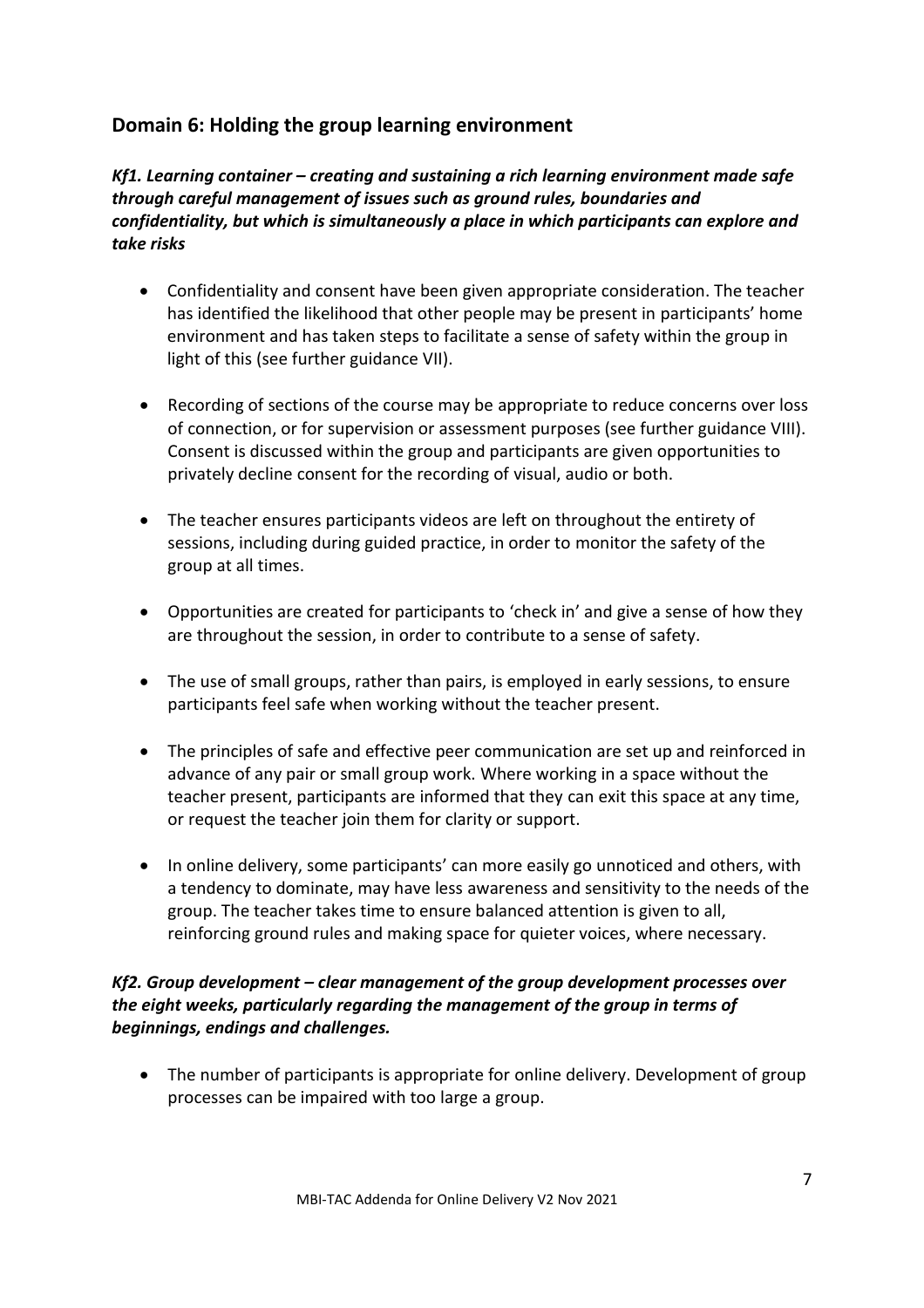## Domain 6: Holding the group learning environment

***Kf1. Learning container – creating and sustaining a rich learning environment made safe through careful management of issues such as ground rules, boundaries and confidentiality, but which is simultaneously a place in which participants can explore and take risks***

- Confidentiality and consent have been given appropriate consideration. The teacher has identified the likelihood that other people may be present in participants' home environment and has taken steps to facilitate a sense of safety within the group in light of this (see further guidance VII).

- Recording of sections of the course may be appropriate to reduce concerns over loss of connection, or for supervision or assessment purposes (see further guidance VIII). Consent is discussed within the group and participants are given opportunities to privately decline consent for the recording of visual, audio or both.

- The teacher ensures participants videos are left on throughout the entirety of sessions, including during guided practice, in order to monitor the safety of the group at all times.

- Opportunities are created for participants to 'check in' and give a sense of how they are throughout the session, in order to contribute to a sense of safety.

- The use of small groups, rather than pairs, is employed in early sessions, to ensure participants feel safe when working without the teacher present.

- The principles of safe and effective peer communication are set up and reinforced in advance of any pair or small group work. Where working in a space without the teacher present, participants are informed that they can exit this space at any time, or request the teacher join them for clarity or support.

- In online delivery, some participants' can more easily go unnoticed and others, with a tendency to dominate, may have less awareness and sensitivity to the needs of the group. The teacher takes time to ensure balanced attention is given to all, reinforcing ground rules and making space for quieter voices, where necessary.

***Kf2. Group development – clear management of the group development processes over the eight weeks, particularly regarding the management of the group in terms of beginnings, endings and challenges.***

- The number of participants is appropriate for online delivery. Development of group processes can be impaired with too large a group.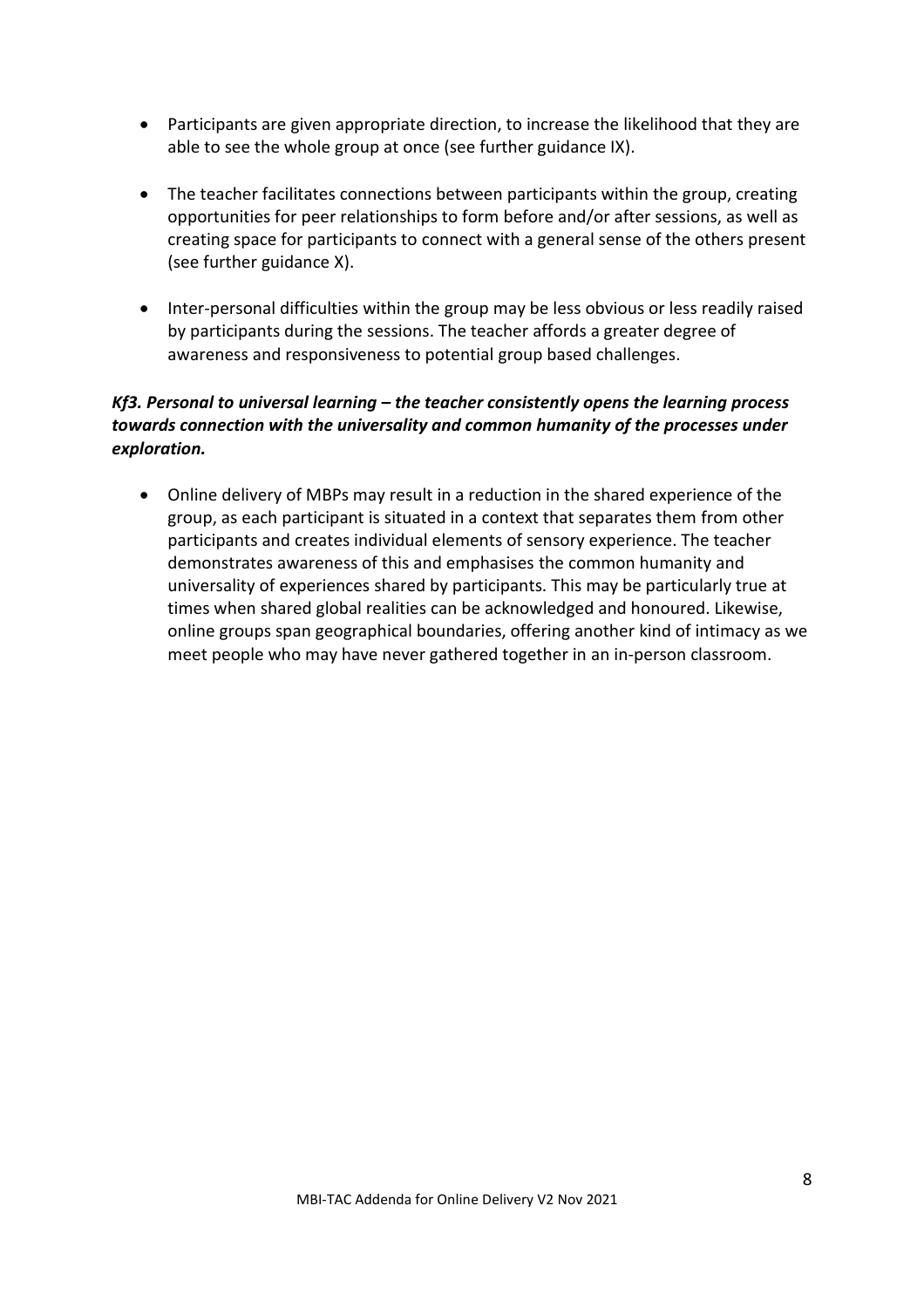- Participants are given appropriate direction, to increase the likelihood that they are able to see the whole group at once (see further guidance IX).

- The teacher facilitates connections between participants within the group, creating opportunities for peer relationships to form before and/or after sessions, as well as creating space for participants to connect with a general sense of the others present (see further guidance X).

- Inter-personal difficulties within the group may be less obvious or less readily raised by participants during the sessions. The teacher affords a greater degree of awareness and responsiveness to potential group based challenges.

***Kf3. Personal to universal learning – the teacher consistently opens the learning process towards connection with the universality and common humanity of the processes under exploration.***

- Online delivery of MBPs may result in a reduction in the shared experience of the group, as each participant is situated in a context that separates them from other participants and creates individual elements of sensory experience. The teacher demonstrates awareness of this and emphasises the common humanity and universality of experiences shared by participants. This may be particularly true at times when shared global realities can be acknowledged and honoured. Likewise, online groups span geographical boundaries, offering another kind of intimacy as we meet people who may have never gathered together in an in-person classroom.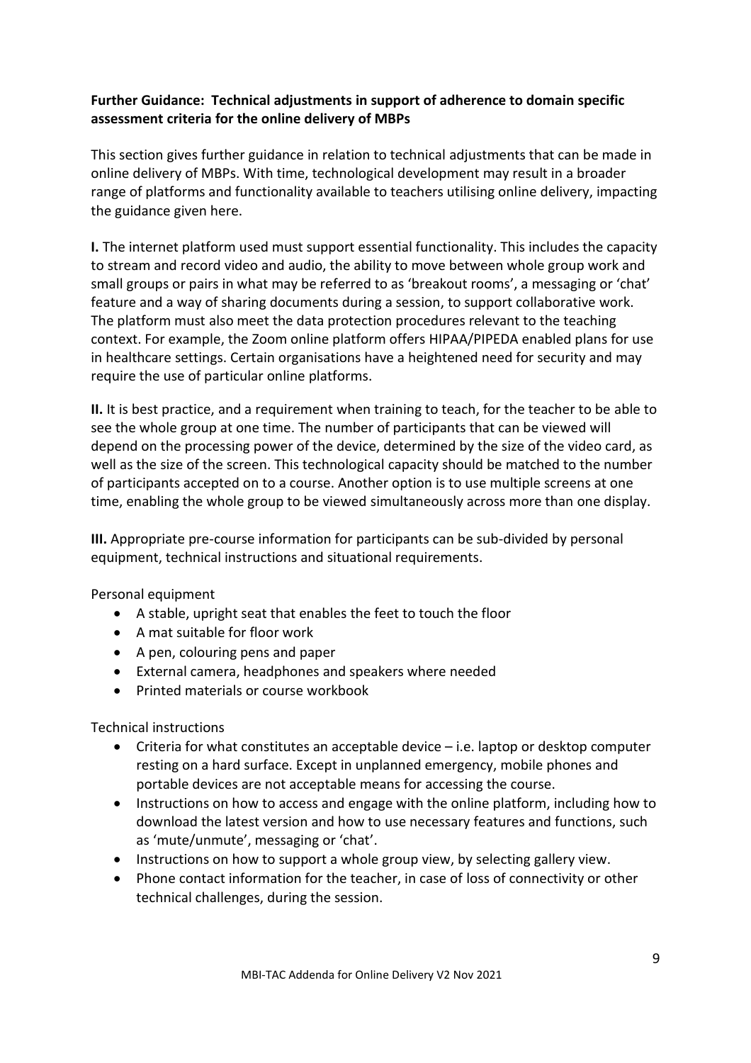**Further Guidance: Technical adjustments in support of adherence to domain specific assessment criteria for the online delivery of MBPs**

This section gives further guidance in relation to technical adjustments that can be made in online delivery of MBPs. With time, technological development may result in a broader range of platforms and functionality available to teachers utilising online delivery, impacting the guidance given here.

**I.** The internet platform used must support essential functionality. This includes the capacity to stream and record video and audio, the ability to move between whole group work and small groups or pairs in what may be referred to as 'breakout rooms', a messaging or 'chat' feature and a way of sharing documents during a session, to support collaborative work. The platform must also meet the data protection procedures relevant to the teaching context. For example, the Zoom online platform offers HIPAA/PIPEDA enabled plans for use in healthcare settings. Certain organisations have a heightened need for security and may require the use of particular online platforms.

**II.** It is best practice, and a requirement when training to teach, for the teacher to be able to see the whole group at one time. The number of participants that can be viewed will depend on the processing power of the device, determined by the size of the video card, as well as the size of the screen. This technological capacity should be matched to the number of participants accepted on to a course. Another option is to use multiple screens at one time, enabling the whole group to be viewed simultaneously across more than one display.

**III.** Appropriate pre-course information for participants can be sub-divided by personal equipment, technical instructions and situational requirements.

Personal equipment

- A stable, upright seat that enables the feet to touch the floor
- A mat suitable for floor work
- A pen, colouring pens and paper
- External camera, headphones and speakers where needed
- Printed materials or course workbook

Technical instructions

- Criteria for what constitutes an acceptable device – i.e. laptop or desktop computer resting on a hard surface. Except in unplanned emergency, mobile phones and portable devices are not acceptable means for accessing the course.
- Instructions on how to access and engage with the online platform, including how to download the latest version and how to use necessary features and functions, such as 'mute/unmute', messaging or 'chat'.
- Instructions on how to support a whole group view, by selecting gallery view.
- Phone contact information for the teacher, in case of loss of connectivity or other technical challenges, during the session.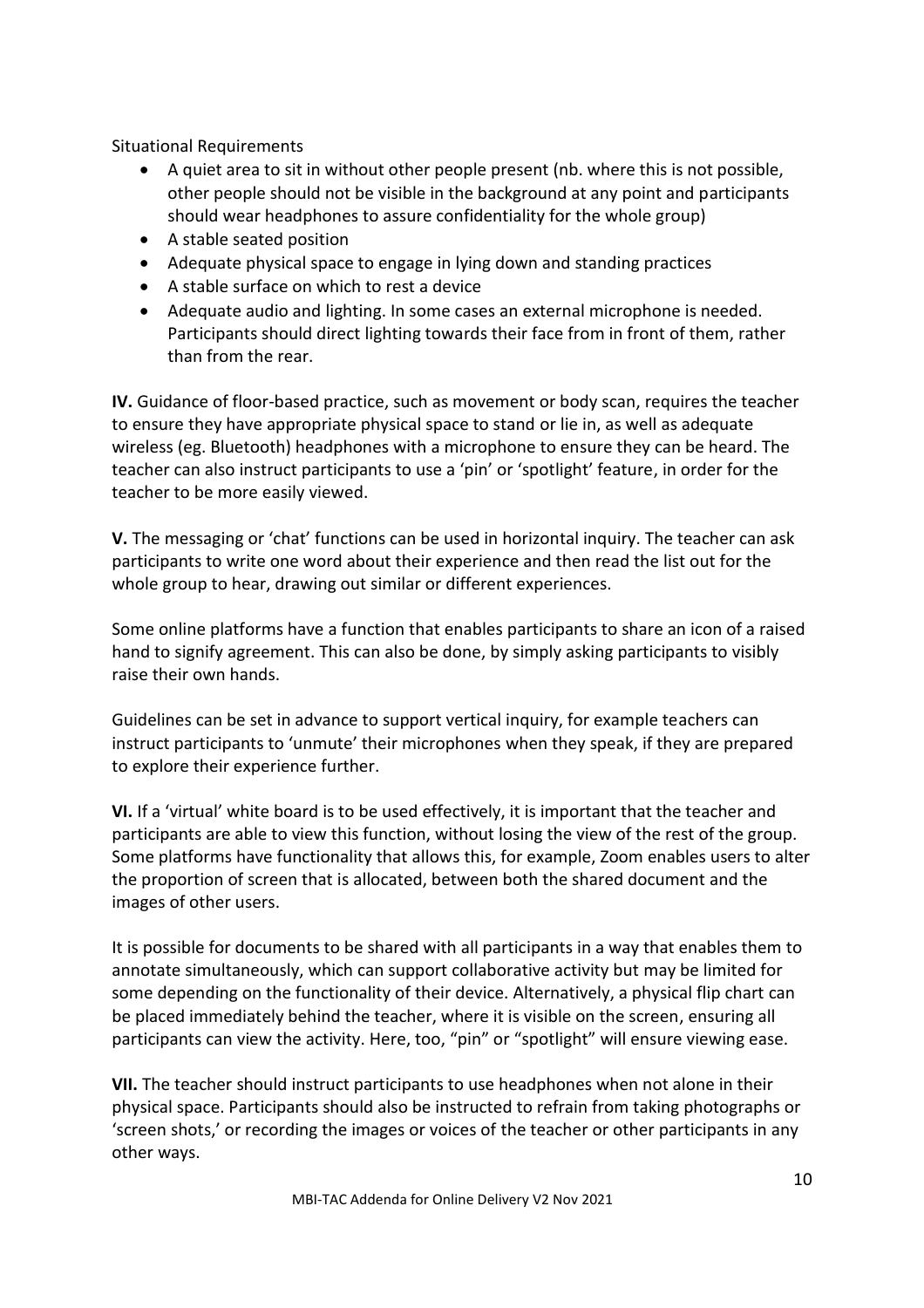Situational Requirements

- A quiet area to sit in without other people present (nb. where this is not possible, other people should not be visible in the background at any point and participants should wear headphones to assure confidentiality for the whole group)
- A stable seated position
- Adequate physical space to engage in lying down and standing practices
- A stable surface on which to rest a device
- Adequate audio and lighting. In some cases an external microphone is needed. Participants should direct lighting towards their face from in front of them, rather than from the rear.

**IV.** Guidance of floor-based practice, such as movement or body scan, requires the teacher to ensure they have appropriate physical space to stand or lie in, as well as adequate wireless (eg. Bluetooth) headphones with a microphone to ensure they can be heard. The teacher can also instruct participants to use a 'pin' or 'spotlight' feature, in order for the teacher to be more easily viewed.

**V.** The messaging or 'chat' functions can be used in horizontal inquiry. The teacher can ask participants to write one word about their experience and then read the list out for the whole group to hear, drawing out similar or different experiences.

Some online platforms have a function that enables participants to share an icon of a raised hand to signify agreement. This can also be done, by simply asking participants to visibly raise their own hands.

Guidelines can be set in advance to support vertical inquiry, for example teachers can instruct participants to 'unmute' their microphones when they speak, if they are prepared to explore their experience further.

**VI.** If a 'virtual' white board is to be used effectively, it is important that the teacher and participants are able to view this function, without losing the view of the rest of the group. Some platforms have functionality that allows this, for example, Zoom enables users to alter the proportion of screen that is allocated, between both the shared document and the images of other users.

It is possible for documents to be shared with all participants in a way that enables them to annotate simultaneously, which can support collaborative activity but may be limited for some depending on the functionality of their device. Alternatively, a physical flip chart can be placed immediately behind the teacher, where it is visible on the screen, ensuring all participants can view the activity. Here, too, "pin" or "spotlight" will ensure viewing ease.

**VII.** The teacher should instruct participants to use headphones when not alone in their physical space. Participants should also be instructed to refrain from taking photographs or 'screen shots,' or recording the images or voices of the teacher or other participants in any other ways.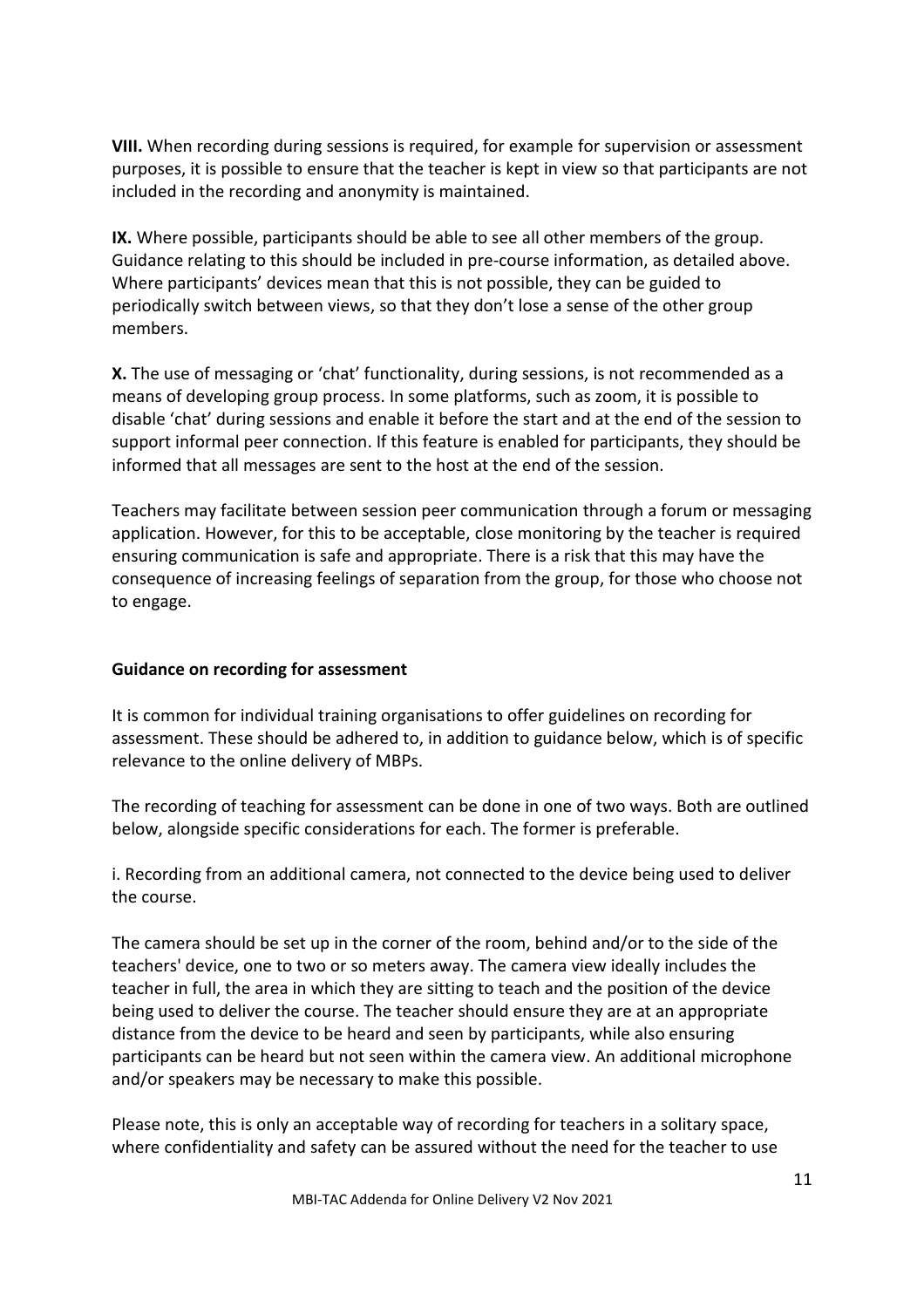**VIII.** When recording during sessions is required, for example for supervision or assessment purposes, it is possible to ensure that the teacher is kept in view so that participants are not included in the recording and anonymity is maintained.

**IX.** Where possible, participants should be able to see all other members of the group. Guidance relating to this should be included in pre-course information, as detailed above. Where participants' devices mean that this is not possible, they can be guided to periodically switch between views, so that they don't lose a sense of the other group members.

**X.** The use of messaging or 'chat' functionality, during sessions, is not recommended as a means of developing group process. In some platforms, such as zoom, it is possible to disable 'chat' during sessions and enable it before the start and at the end of the session to support informal peer connection. If this feature is enabled for participants, they should be informed that all messages are sent to the host at the end of the session.

Teachers may facilitate between session peer communication through a forum or messaging application. However, for this to be acceptable, close monitoring by the teacher is required ensuring communication is safe and appropriate. There is a risk that this may have the consequence of increasing feelings of separation from the group, for those who choose not to engage.

**Guidance on recording for assessment**

It is common for individual training organisations to offer guidelines on recording for assessment. These should be adhered to, in addition to guidance below, which is of specific relevance to the online delivery of MBPs.

The recording of teaching for assessment can be done in one of two ways. Both are outlined below, alongside specific considerations for each. The former is preferable.

i. Recording from an additional camera, not connected to the device being used to deliver the course.

The camera should be set up in the corner of the room, behind and/or to the side of the teachers' device, one to two or so meters away. The camera view ideally includes the teacher in full, the area in which they are sitting to teach and the position of the device being used to deliver the course. The teacher should ensure they are at an appropriate distance from the device to be heard and seen by participants, while also ensuring participants can be heard but not seen within the camera view. An additional microphone and/or speakers may be necessary to make this possible.

Please note, this is only an acceptable way of recording for teachers in a solitary space, where confidentiality and safety can be assured without the need for the teacher to use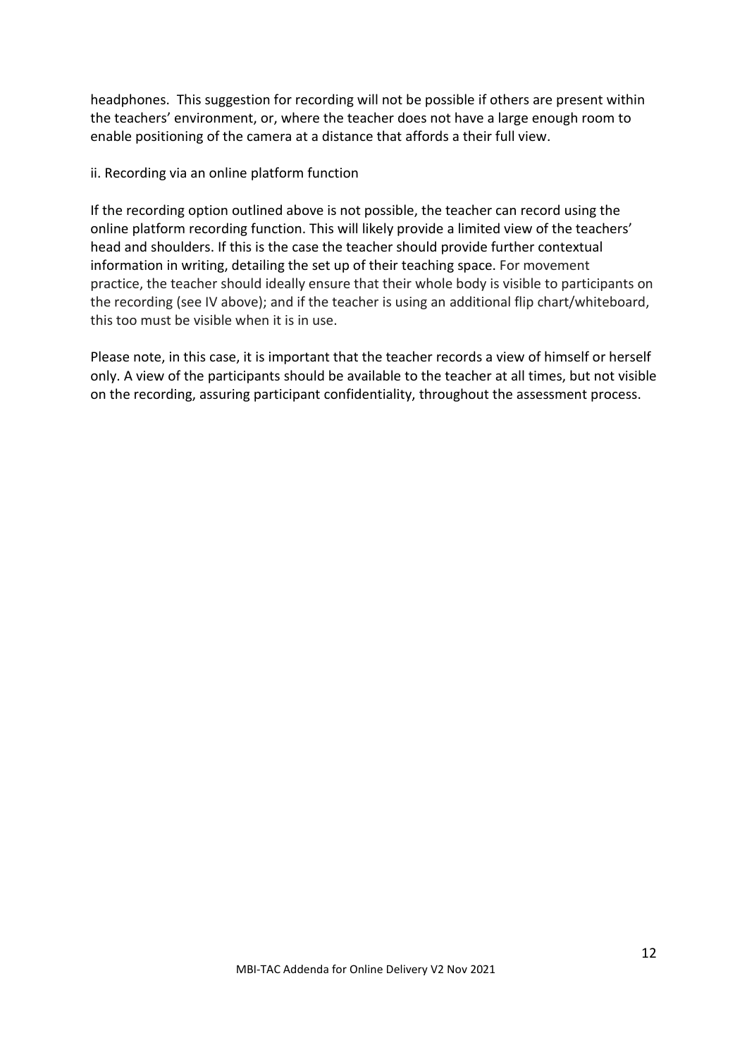headphones. This suggestion for recording will not be possible if others are present within the teachers' environment, or, where the teacher does not have a large enough room to enable positioning of the camera at a distance that affords a their full view.

ii. Recording via an online platform function

If the recording option outlined above is not possible, the teacher can record using the online platform recording function. This will likely provide a limited view of the teachers' head and shoulders. If this is the case the teacher should provide further contextual information in writing, detailing the set up of their teaching space. For movement practice, the teacher should ideally ensure that their whole body is visible to participants on the recording (see IV above); and if the teacher is using an additional flip chart/whiteboard, this too must be visible when it is in use.

Please note, in this case, it is important that the teacher records a view of himself or herself only. A view of the participants should be available to the teacher at all times, but not visible on the recording, assuring participant confidentiality, throughout the assessment process.